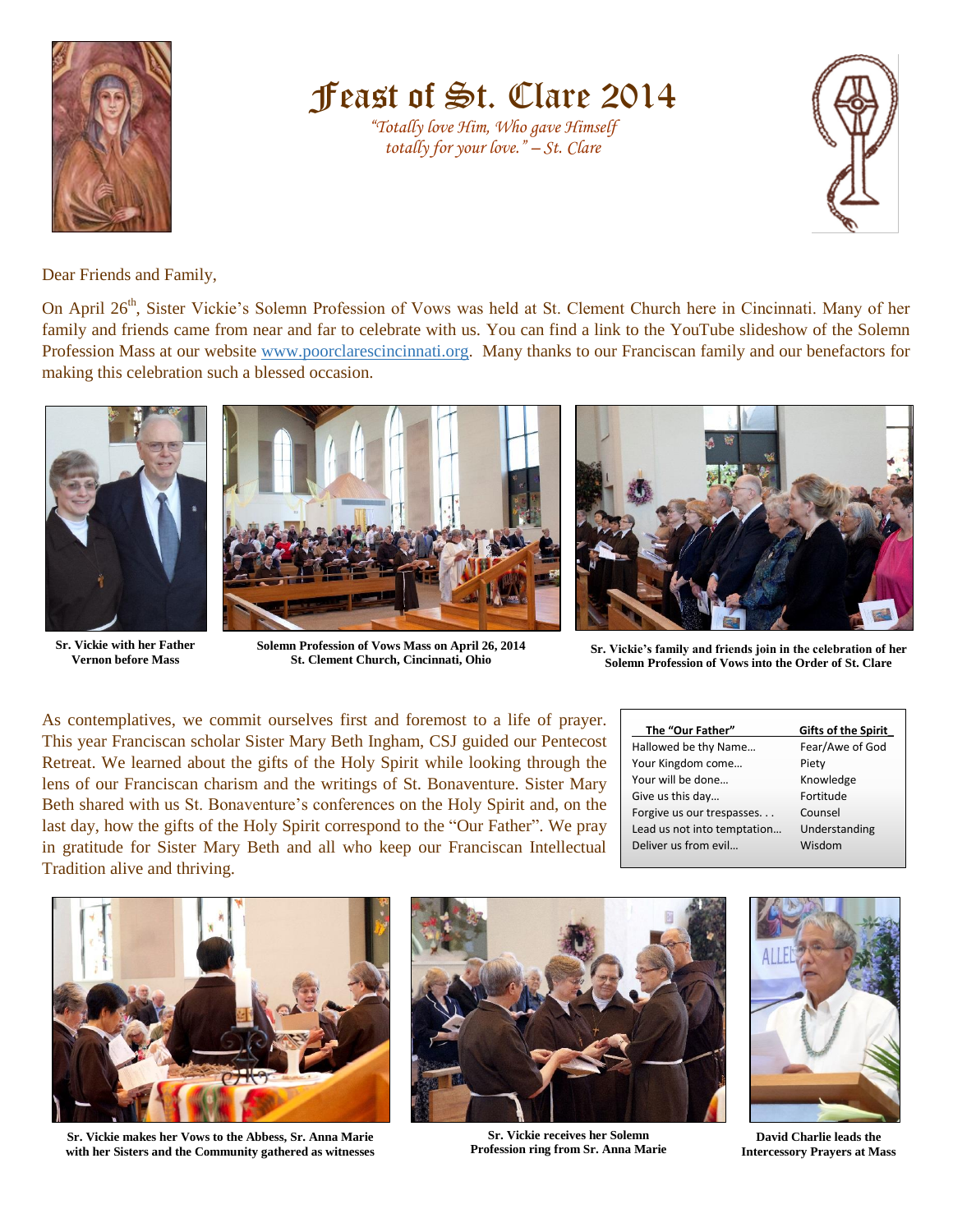# Feast of St. Clare 2014

*"Totally love Him, Who gave Himself totally for your love." – St. Clare*

Dear Friends and Family,

On April 26th, Sister Vickie's Solemn Profession of Vows was held at St. Clement Church here in Cincinnati. Many of her family and friends came from near and far to celebrate with us. You can find a link to the YouTube slideshow of the Solemn Profession Mass at our website www.poorclarescincinnati.org. Many thanks to our Franciscan family and our benefactors for making this celebration such a blessed occasion.

**Sr. Vickie with her Father Vernon before Mass**

**Solemn Profession of Vows Mass on April 26, 2014 St. Clement Church, Cincinnati, Ohio**

**Sr. Vickie's family and friends join in the celebration of her Solemn Profession of Vows into the Order of St. Clare**

As contemplatives, we commit ourselves first and foremost to a life of prayer. This year Franciscan scholar Sister Mary Beth Ingham, CSJ guided our Pentecost Retreat. We learned about the gifts of the Holy Spirit while looking through the lens of our Franciscan charism and the writings of St. Bonaventure. Sister Mary Beth shared with us St. Bonaventure's conferences on the Holy Spirit and, on the last day, how the gifts of the Holy Spirit correspond to the "Our Father". We pray in gratitude for Sister Mary Beth and all who keep our Franciscan Intellectual Tradition alive and thriving.

| The "Our Father" | Gifts of the Spirit |
| --- | --- |
| Hallowed be thy Name… | Fear/Awe of God |
| Your Kingdom come… | Piety |
| Your will be done… | Knowledge |
| Give us this day… | Fortitude |
| Forgive us our trespasses. . . | Counsel |
| Lead us not into temptation… | Understanding |
| Deliver us from evil… | Wisdom |

**Sr. Vickie makes her Vows to the Abbess, Sr. Anna Marie with her Sisters and the Community gathered as witnesses**

**Sr. Vickie receives her Solemn Profession ring from Sr. Anna Marie**

**David Charlie leads the Intercessory Prayers at Mass**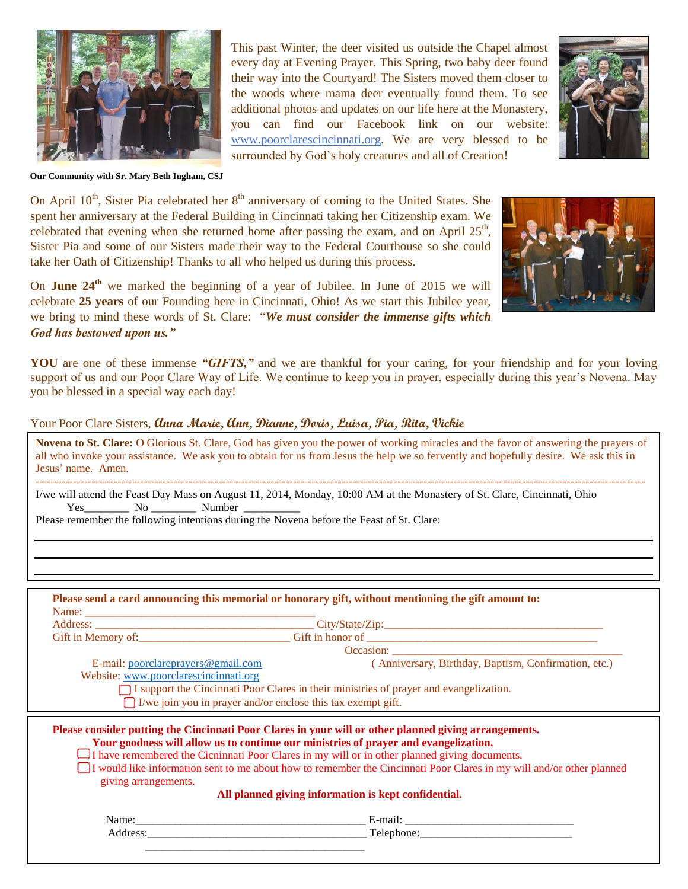Our Community with Sr. Mary Beth Ingham, CSJ

This past Winter, the deer visited us outside the Chapel almost every day at Evening Prayer. This Spring, two baby deer found their way into the Courtyard! The Sisters moved them closer to the woods where mama deer eventually found them. To see additional photos and updates on our life here at the Monastery, you can find our Facebook link on our website: www.poorclarescincinnati.org. We are very blessed to be surrounded by God's holy creatures and all of Creation!

On April 10th, Sister Pia celebrated her 8th anniversary of coming to the United States. She spent her anniversary at the Federal Building in Cincinnati taking her Citizenship exam. We celebrated that evening when she returned home after passing the exam, and on April 25th, Sister Pia and some of our Sisters made their way to the Federal Courthouse so she could take her Oath of Citizenship! Thanks to all who helped us during this process.

On **June 24th** we marked the beginning of a year of Jubilee. In June of 2015 we will celebrate **25 years** of our Founding here in Cincinnati, Ohio! As we start this Jubilee year, we bring to mind these words of St. Clare: "***We must consider the immense gifts which God has bestowed upon us."***

**YOU** are one of these immense ***"GIFTS,"*** and we are thankful for your caring, for your friendship and for your loving support of us and our Poor Clare Way of Life. We continue to keep you in prayer, especially during this year's Novena. May you be blessed in a special way each day!

Your Poor Clare Sisters, ***Anna Marie, Ann, Dianne, Doris, Luisa, Pia, Rita, Vickie***

**Novena to St. Clare:** O Glorious St. Clare, God has given you the power of working miracles and the favor of answering the prayers of all who invoke your assistance. We ask you to obtain for us from Jesus the help we so fervently and hopefully desire. We ask this in Jesus' name. Amen.

---

I/we will attend the Feast Day Mass on August 11, 2014, Monday, 10:00 AM at the Monastery of St. Clare, Cincinnati, Ohio

Yes________ No ________ Number __________

Please remember the following intentions during the Novena before the Feast of St. Clare:

______________________________________________

______________________________________________

______________________________________________

**Please send a card announcing this memorial or honorary gift, without mentioning the gift amount to:**

Name: ________________________________________

Address: ______________________________________ City/State/Zip:________________________________________

Gift in Memory of:___________________________ Gift in honor of __________________________________________

Occasion: __________________________________________

E-mail: poorclareprayers@gmail.com ( Anniversary, Birthday, Baptism, Confirmation, etc.)

Website: www.poorclarescincinnati.org

☐ I support the Cincinnati Poor Clares in their ministries of prayer and evangelization.

☐ I/we join you in prayer and/or enclose this tax exempt gift.

**Please consider putting the Cincinnati Poor Clares in your will or other planned giving arrangements.**
**Your goodness will allow us to continue our ministries of prayer and evangelization.**

☐ I have remembered the Cicninnati Poor Clares in my will or in other planned giving documents.

☐ I would like information sent to me about how to remember the Cincinnati Poor Clares in my will and/or other planned giving arrangements.

**All planned giving information is kept confidential.**

Name:_________________________________________ E-mail: ______________________________

Address:_______________________________________ Telephone:___________________________

_______________________________________